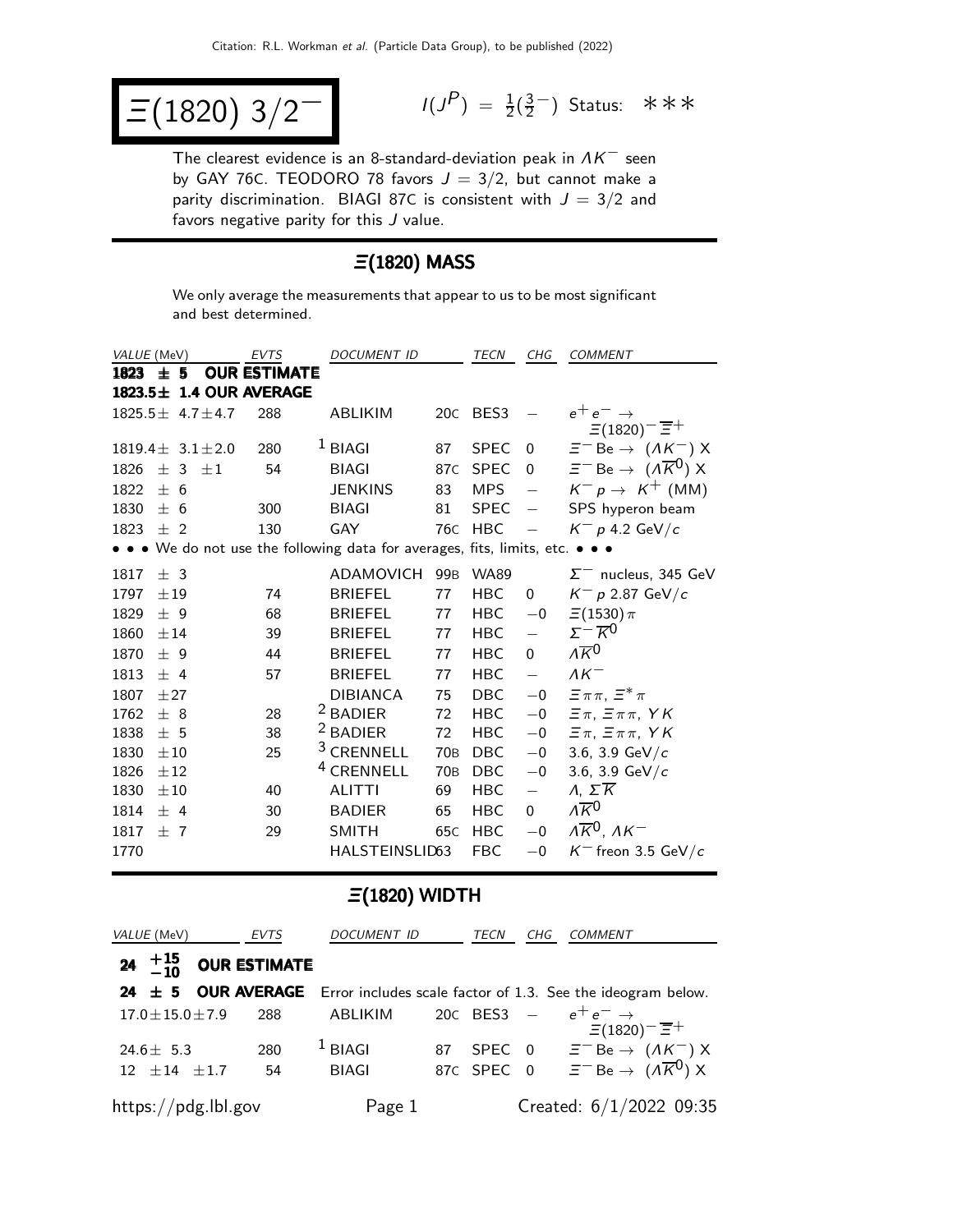# $\Xi(1820)$ $3/2^-$

$I(J^P) = \frac{1}{2}(\frac{3}{2}^-)$ Status: ∗∗∗

The clearest evidence is an 8-standard-deviation peak in $\Lambda K^-$ seen by GAY 76C. TEODORO 78 favors $J = 3/2$, but cannot make a parity discrimination. BIAGI 87C is consistent with $J = 3/2$ and favors negative parity for this $J$ value.

## $\Xi(1820)$ MASS

We only average the measurements that appear to us to be most significant and best determined.

| VALUE (MeV) | EVTS | DOCUMENT ID | | TECN | CHG | COMMENT |
|---|---|---|---|---|---|---|
| **1823 ± 5 OUR ESTIMATE** | | | | | | |
| **1823.5 ± 1.4 OUR AVERAGE** | | | | | | |
| 1825.5 ± 4.7 ± 4.7 | 288 | ABLIKIM | 20C | BES3 | − | $e^+ e^- \rightarrow \Xi(1820)^- \overline{\Xi}^+$ |
| 1819.4 ± 3.1 ± 2.0 | 280 | [1] BIAGI | 87 | SPEC | 0 | $\Xi^-$ Be $\rightarrow$ $(\Lambda K^-)$ X |
| 1826 ± 3 ± 1 | 54 | BIAGI | 87C | SPEC | 0 | $\Xi^-$ Be $\rightarrow$ $(\Lambda \overline{K}^0)$ X |
| 1822 ± 6 | | JENKINS | 83 | MPS | − | $K^- p \rightarrow K^+$ (MM) |
| 1830 ± 6 | 300 | BIAGI | 81 | SPEC | − | SPS hyperon beam |
| 1823 ± 2 | 130 | GAY | 76C | HBC | − | $K^- p$ 4.2 GeV/$c$ |
| • • • We do not use the following data for averages, fits, limits, etc. • • • | | | | | | |
| 1817 ± 3 | | ADAMOVICH | 99B | WA89 | | $\Sigma^-$ nucleus, 345 GeV |
| 1797 ± 19 | 74 | BRIEFEL | 77 | HBC | 0 | $K^- p$ 2.87 GeV/$c$ |
| 1829 ± 9 | 68 | BRIEFEL | 77 | HBC | −0 | $\Xi(1530)\pi$ |
| 1860 ± 14 | 39 | BRIEFEL | 77 | HBC | − | $\Sigma^- \overline{K}^0$ |
| 1870 ± 9 | 44 | BRIEFEL | 77 | HBC | 0 | $\Lambda \overline{K}^0$ |
| 1813 ± 4 | 57 | BRIEFEL | 77 | HBC | − | $\Lambda K^-$ |
| 1807 ± 27 | | DIBIANCA | 75 | DBC | −0 | $\Xi\pi\pi$, $\Xi^*\pi$ |
| 1762 ± 8 | 28 | [2] BADIER | 72 | HBC | −0 | $\Xi\pi$, $\Xi\pi\pi$, $YK$ |
| 1838 ± 5 | 38 | [2] BADIER | 72 | HBC | −0 | $\Xi\pi$, $\Xi\pi\pi$, $YK$ |
| 1830 ± 10 | 25 | [3] CRENNELL | 70B | DBC | −0 | 3.6, 3.9 GeV/$c$ |
| 1826 ± 12 | | [4] CRENNELL | 70B | DBC | −0 | 3.6, 3.9 GeV/$c$ |
| 1830 ± 10 | 40 | ALITTI | 69 | HBC | − | $\Lambda$, $\Sigma\overline{K}$ |
| 1814 ± 4 | 30 | BADIER | 65 | HBC | 0 | $\Lambda\overline{K}^0$ |
| 1817 ± 7 | 29 | SMITH | 65C | HBC | −0 | $\Lambda\overline{K}^0$, $\Lambda K^-$ |
| 1770 | | HALSTEINSLID | 63 | FBC | −0 | $K^-$ freon 3.5 GeV/$c$ |

## $\Xi(1820)$ WIDTH

| VALUE (MeV) | EVTS | DOCUMENT ID | | TECN | CHG | COMMENT |
|---|---|---|---|---|---|---|
| **24 $^{+15}_{-10}$ OUR ESTIMATE** | | | | | | |
| **24 ± 5 OUR AVERAGE** | | Error includes scale factor of 1.3. See the ideogram below. | | | | |
| 17.0 ± 15.0 ± 7.9 | 288 | ABLIKIM | 20C | BES3 | − | $e^+ e^- \rightarrow \Xi(1820)^- \overline{\Xi}^+$ |
| 24.6 ± 5.3 | 280 | [1] BIAGI | 87 | SPEC | 0 | $\Xi^-$ Be $\rightarrow$ $(\Lambda K^-)$ X |
| 12 ± 14 ± 1.7 | 54 | BIAGI | 87C | SPEC | 0 | $\Xi^-$ Be $\rightarrow$ $(\Lambda \overline{K}^0)$ X |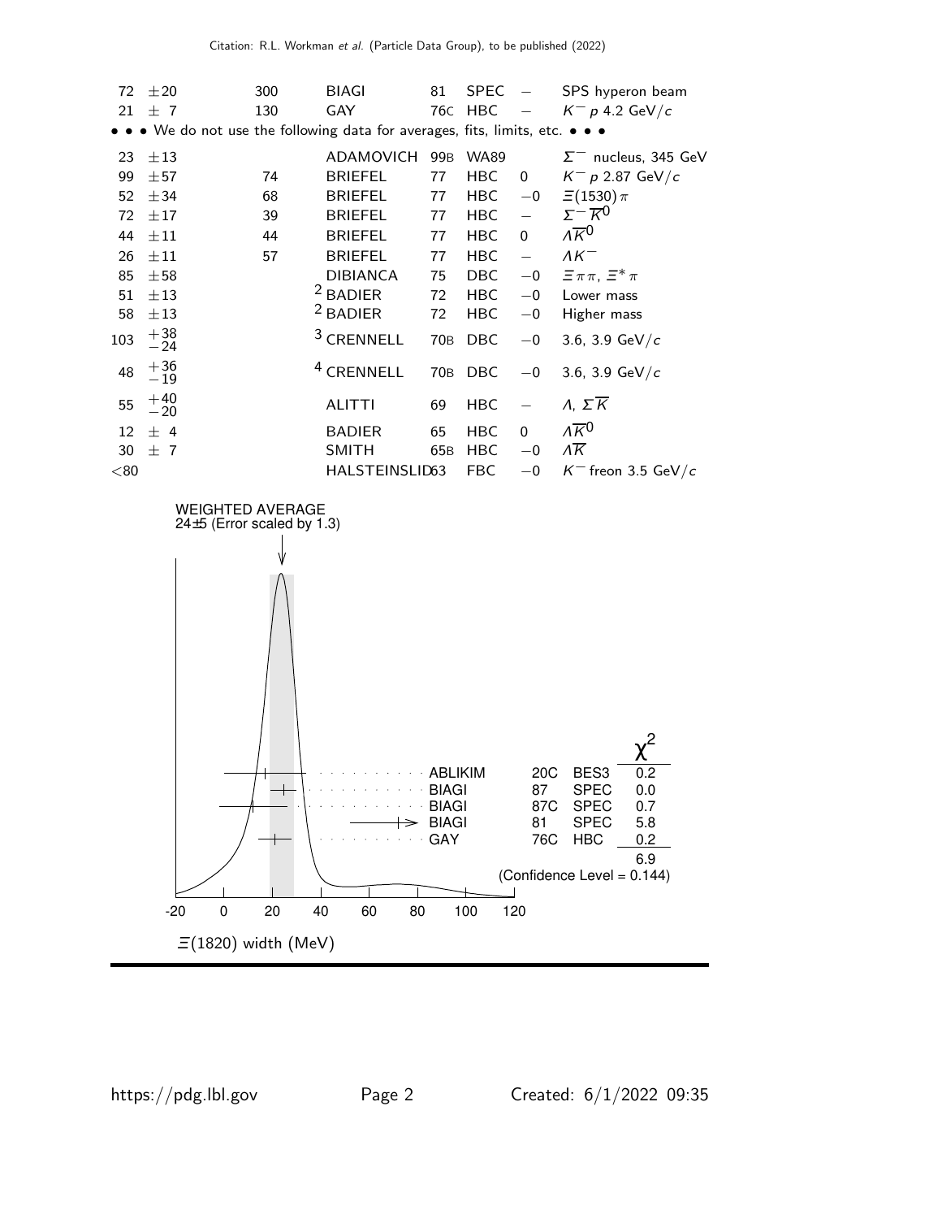| | | | | | | |
|---|---|---|---|---|---|---|
| 72 ±20 | 300 | BIAGI | 81 | SPEC | − | SPS hyperon beam |
| 21 ± 7 | 130 | GAY | 76C | HBC | − | $K^-$ p 4.2 GeV/c |

• • • We do not use the following data for averages, fits, limits, etc. • • •

| | | | | | | |
|---|---|---|---|---|---|---|
| 23 ±13 | | ADAMOVICH | 99B | WA89 | | $\Sigma^-$ nucleus, 345 GeV |
| 99 ±57 | 74 | BRIEFEL | 77 | HBC | 0 | $K^-$ p 2.87 GeV/c |
| 52 ±34 | 68 | BRIEFEL | 77 | HBC | −0 | $\Xi(1530)\pi$ |
| 72 ±17 | 39 | BRIEFEL | 77 | HBC | − | $\Sigma^- \overline{K}^0$ |
| 44 ±11 | 44 | BRIEFEL | 77 | HBC | 0 | $\Lambda \overline{K}^0$ |
| 26 ±11 | 57 | BRIEFEL | 77 | HBC | − | $\Lambda K^-$ |
| 85 ±58 | | DIBIANCA | 75 | DBC | −0 | $\Xi\pi\pi$, $\Xi^*\pi$ |
| 51 ±13 | | [2] BADIER | 72 | HBC | −0 | Lower mass |
| 58 ±13 | | [2] BADIER | 72 | HBC | −0 | Higher mass |
| 103 $^{+38}_{-24}$ | | [3] CRENNELL | 70B | DBC | −0 | 3.6, 3.9 GeV/c |
| 48 $^{+36}_{-19}$ | | [4] CRENNELL | 70B | DBC | −0 | 3.6, 3.9 GeV/c |
| 55 $^{+40}_{-20}$ | | ALITTI | 69 | HBC | − | $\Lambda$, $\Sigma \overline{K}$ |
| 12 ± 4 | | BADIER | 65 | HBC | 0 | $\Lambda \overline{K}^0$ |
| 30 ± 7 | | SMITH | 65B | HBC | −0 | $\Lambda \overline{K}$ |
| <80 | | HALSTEINSLID | 63 | FBC | −0 | $K^-$ freon 3.5 GeV/c |

WEIGHTED AVERAGE
24±5 (Error scaled by 1.3)

$\chi^2$

ABLIKIM 20C BES3 0.2
BIAGI 87 SPEC 0.0
BIAGI 87C SPEC 0.7
BIAGI 81 SPEC 5.8
GAY 76C HBC 0.2

6.9
(Confidence Level = 0.144)

-20 0 20 40 60 80 100 120

$\Xi(1820)$ width (MeV)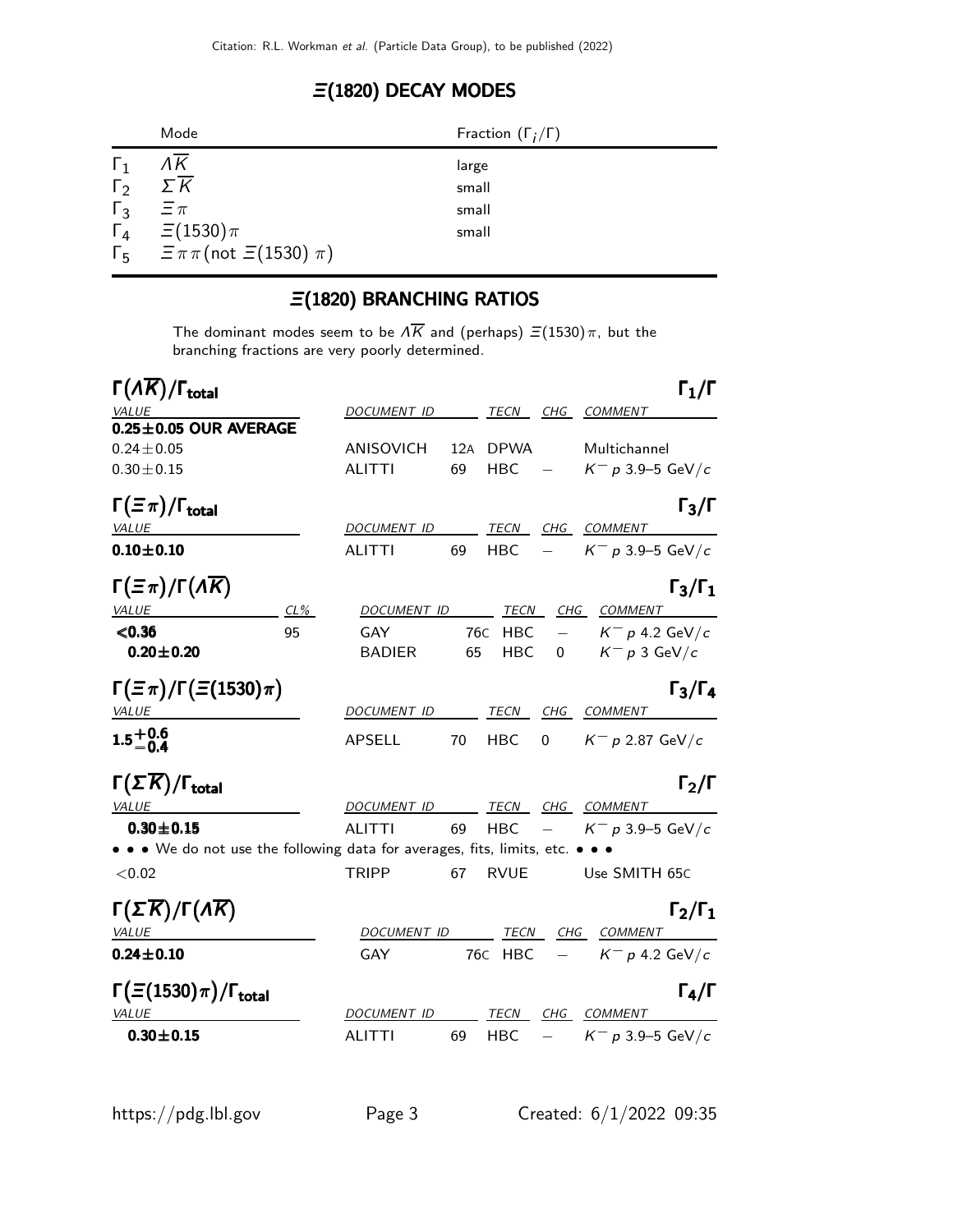## $\Xi(1820)$ DECAY MODES

| | Mode | Fraction ($\Gamma_i/\Gamma$) |
|---|---|---|
| $\Gamma_1$ | $\Lambda \overline{K}$ | large |
| $\Gamma_2$ | $\Sigma \overline{K}$ | small |
| $\Gamma_3$ | $\Xi \pi$ | small |
| $\Gamma_4$ | $\Xi(1530)\pi$ | small |
| $\Gamma_5$ | $\Xi \pi \pi$ (not $\Xi(1530)\ \pi$) | |

## $\Xi(1820)$ BRANCHING RATIOS

The dominant modes seem to be $\Lambda \overline{K}$ and (perhaps) $\Xi(1530)\pi$, but the branching fractions are very poorly determined.

### $\Gamma(\Lambda \overline{K})/\Gamma_{\text{total}}$ — $\Gamma_1/\Gamma$

| VALUE | DOCUMENT ID | | TECN | CHG | COMMENT |
|---|---|---|---|---|---|
| **0.25±0.05 OUR AVERAGE** | | | | | |
| 0.24±0.05 | ANISOVICH | 12A | DPWA | | Multichannel |
| 0.30±0.15 | ALITTI | 69 | HBC | − | $K^- p$ 3.9–5 GeV/$c$ |

### $\Gamma(\Xi \pi)/\Gamma_{\text{total}}$ — $\Gamma_3/\Gamma$

| VALUE | DOCUMENT ID | | TECN | CHG | COMMENT |
|---|---|---|---|---|---|
| **0.10±0.10** | ALITTI | 69 | HBC | − | $K^- p$ 3.9–5 GeV/$c$ |

### $\Gamma(\Xi \pi)/\Gamma(\Lambda \overline{K})$ — $\Gamma_3/\Gamma_1$

| VALUE | CL% | DOCUMENT ID | | TECN | CHG | COMMENT |
|---|---|---|---|---|---|---|
| **<0.36** | 95 | GAY | 76C | HBC | − | $K^- p$ 4.2 GeV/$c$ |
| **0.20±0.20** | | BADIER | 65 | HBC | 0 | $K^- p$ 3 GeV/$c$ |

### $\Gamma(\Xi \pi)/\Gamma(\Xi(1530)\pi)$ — $\Gamma_3/\Gamma_4$

| VALUE | DOCUMENT ID | | TECN | CHG | COMMENT |
|---|---|---|---|---|---|
| $\mathbf{1.5^{+0.6}_{-0.4}}$ | APSELL | 70 | HBC | 0 | $K^- p$ 2.87 GeV/$c$ |

### $\Gamma(\Sigma \overline{K})/\Gamma_{\text{total}}$ — $\Gamma_2/\Gamma$

| VALUE | DOCUMENT ID | | TECN | CHG | COMMENT |
|---|---|---|---|---|---|
| **0.30±0.15** | ALITTI | 69 | HBC | − | $K^- p$ 3.9–5 GeV/$c$ |
| • • • We do not use the following data for averages, fits, limits, etc. • • • | | | | | |
| <0.02 | TRIPP | 67 | RVUE | | Use SMITH 65C |

### $\Gamma(\Sigma \overline{K})/\Gamma(\Lambda \overline{K})$ — $\Gamma_2/\Gamma_1$

| VALUE | DOCUMENT ID | | TECN | CHG | COMMENT |
|---|---|---|---|---|---|
| **0.24±0.10** | GAY | 76C | HBC | − | $K^- p$ 4.2 GeV/$c$ |

### $\Gamma(\Xi(1530)\pi)/\Gamma_{\text{total}}$ — $\Gamma_4/\Gamma$

| VALUE | DOCUMENT ID | | TECN | CHG | COMMENT |
|---|---|---|---|---|---|
| **0.30±0.15** | ALITTI | 69 | HBC | − | $K^- p$ 3.9–5 GeV/$c$ |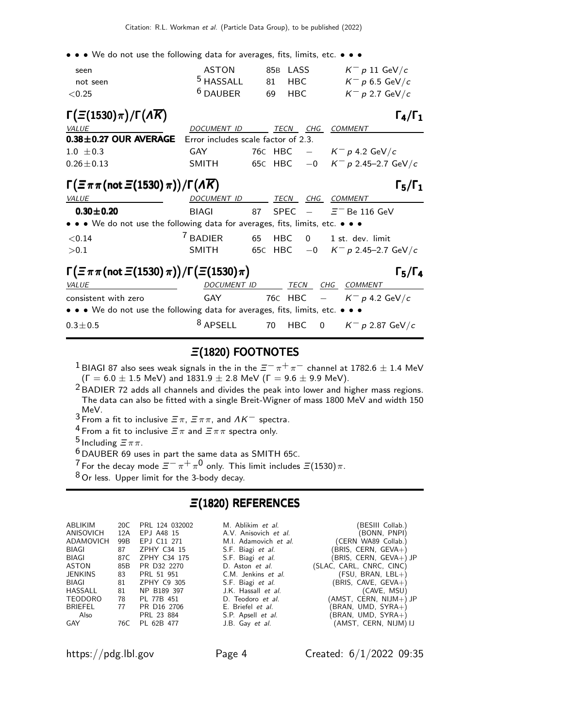• • • We do not use the following data for averages, fits, limits, etc. • • •

| | | | | |
|---|---|---|---|---|
| seen | ASTON | 85B | LASS | $K^- p$ 11 GeV/$c$ |
| not seen | [5] HASSALL | 81 | HBC | $K^- p$ 6.5 GeV/$c$ |
| <0.25 | [6] DAUBER | 69 | HBC | $K^- p$ 2.7 GeV/$c$ |

### $\Gamma(\Xi(1530)\pi)/\Gamma(\Lambda\overline{K})$ — $\Gamma_4/\Gamma_1$

| VALUE | DOCUMENT ID | | TECN | CHG | COMMENT |
|---|---|---|---|---|---|
| **0.38±0.27 OUR AVERAGE** | Error includes scale factor of 2.3. | | | | |
| 1.0 ±0.3 | GAY | 76C | HBC | − | $K^- p$ 4.2 GeV/$c$ |
| 0.26±0.13 | SMITH | 65C | HBC | −0 | $K^- p$ 2.45–2.7 GeV/$c$ |

### $\Gamma(\Xi\pi\pi(\text{not }\Xi(1530)\pi))/\Gamma(\Lambda\overline{K})$ — $\Gamma_5/\Gamma_1$

| VALUE | DOCUMENT ID | | TECN | CHG | COMMENT |
|---|---|---|---|---|---|
| **0.30±0.20** | BIAGI | 87 | SPEC | − | $\Xi^-$ Be 116 GeV |
| • • • We do not use the following data for averages, fits, limits, etc. • • • | | | | | |
| <0.14 | [7] BADIER | 65 | HBC | 0 | 1 st. dev. limit |
| >0.1 | SMITH | 65C | HBC | −0 | $K^- p$ 2.45–2.7 GeV/$c$ |

### $\Gamma(\Xi\pi\pi(\text{not }\Xi(1530)\pi))/\Gamma(\Xi(1530)\pi)$ — $\Gamma_5/\Gamma_4$

| VALUE | DOCUMENT ID | | TECN | CHG | COMMENT |
|---|---|---|---|---|---|
| consistent with zero | GAY | 76C | HBC | − | $K^- p$ 4.2 GeV/$c$ |
| • • • We do not use the following data for averages, fits, limits, etc. • • • | | | | | |
| 0.3±0.5 | [8] APSELL | 70 | HBC | 0 | $K^- p$ 2.87 GeV/$c$ |

## Ξ(1820) FOOTNOTES

[1] BIAGI 87 also sees weak signals in the in the $\Xi^-\pi^+\pi^-$ channel at 1782.6 ± 1.4 MeV ($\Gamma$ = 6.0 ± 1.5 MeV) and 1831.9 ± 2.8 MeV ($\Gamma$ = 9.6 ± 9.9 MeV).

[2] BADIER 72 adds all channels and divides the peak into lower and higher mass regions. The data can also be fitted with a single Breit-Wigner of mass 1800 MeV and width 150 MeV.

[3] From a fit to inclusive $\Xi\pi$, $\Xi\pi\pi$, and $\Lambda K^-$ spectra.

[4] From a fit to inclusive $\Xi\pi$ and $\Xi\pi\pi$ spectra only.

[5] Including $\Xi\pi\pi$.

[6] DAUBER 69 uses in part the same data as SMITH 65C.

[7] For the decay mode $\Xi^-\pi^+\pi^0$ only. This limit includes $\Xi(1530)\pi$.

[8] Or less. Upper limit for the 3-body decay.

## Ξ(1820) REFERENCES

| | | | | |
|---|---|---|---|---|
| ABLIKIM | 20C | PRL 124 032002 | M. Ablikim *et al.* | (BESIII Collab.) |
| ANISOVICH | 12A | EPJ A48 15 | A.V. Anisovich *et al.* | (BONN, PNPI) |
| ADAMOVICH | 99B | EPJ C11 271 | M.I. Adamovich *et al.* | (CERN WA89 Collab.) |
| BIAGI | 87 | ZPHY C34 15 | S.F. Biagi *et al.* | (BRIS, CERN, GEVA+) |
| BIAGI | 87C | ZPHY C34 175 | S.F. Biagi *et al.* | (BRIS, CERN, GEVA+) JP |
| ASTON | 85B | PR D32 2270 | D. Aston *et al.* | (SLAC, CARL, CNRC, CINC) |
| JENKINS | 83 | PRL 51 951 | C.M. Jenkins *et al.* | (FSU, BRAN, LBL+) |
| BIAGI | 81 | ZPHY C9 305 | S.F. Biagi *et al.* | (BRIS, CAVE, GEVA+) |
| HASSALL | 81 | NP B189 397 | J.K. Hassall *et al.* | (CAVE, MSU) |
| TEODORO | 78 | PL 77B 451 | D. Teodoro *et al.* | (AMST, CERN, NIJM+) JP |
| BRIEFEL | 77 | PR D16 2706 | E. Briefel *et al.* | (BRAN, UMD, SYRA+) |
| Also | | PRL 23 884 | S.P. Apsell *et al.* | (BRAN, UMD, SYRA+) |
| GAY | 76C | PL 62B 477 | J.B. Gay *et al.* | (AMST, CERN, NIJM) IJ |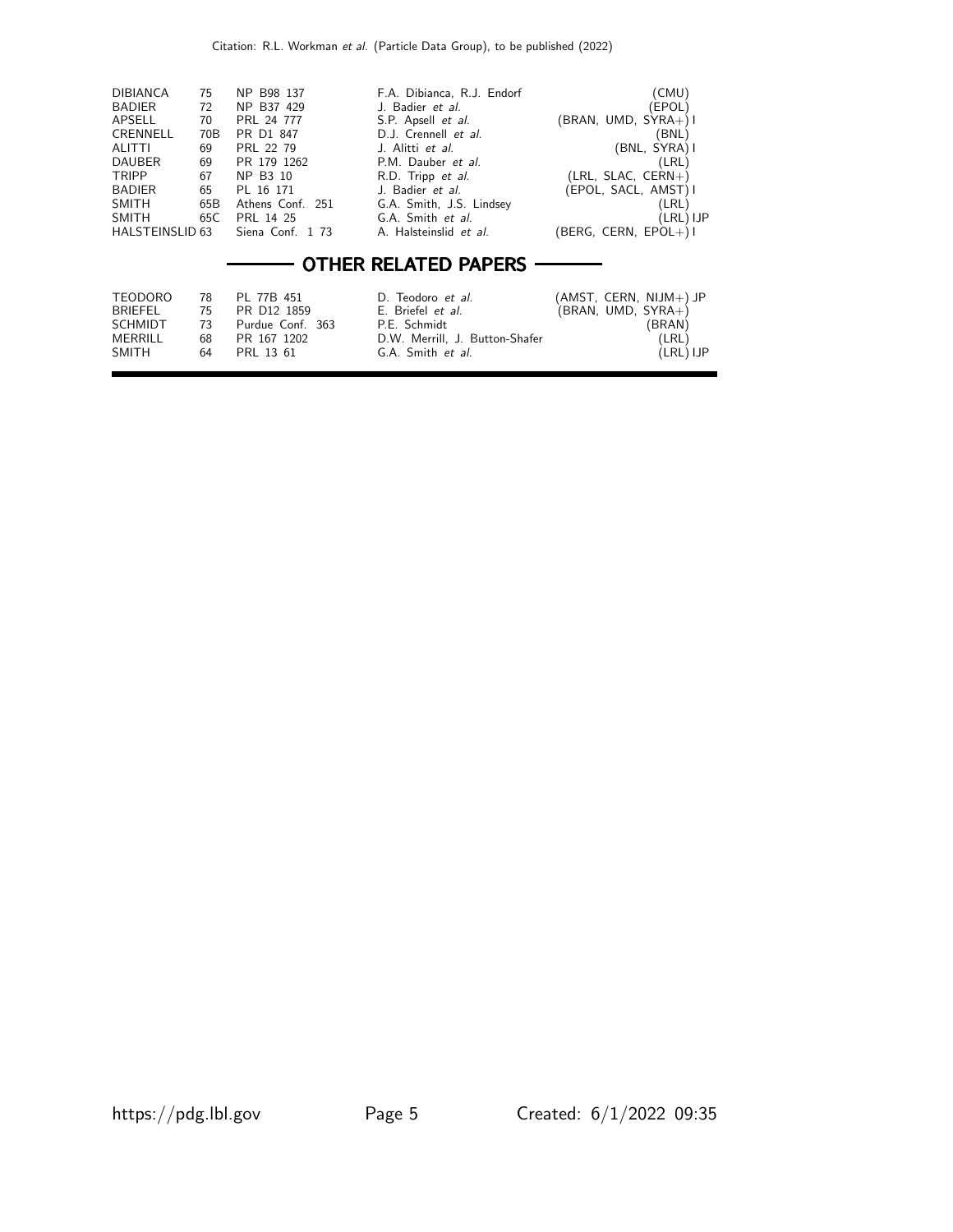| | | | | |
|---|---|---|---|---|
| DIBIANCA | 75 | NP B98 137 | F.A. Dibianca, R.J. Endorf | (CMU) |
| BADIER | 72 | NP B37 429 | J. Badier *et al.* | (EPOL) |
| APSELL | 70 | PRL 24 777 | S.P. Apsell *et al.* | (BRAN, UMD, SYRA+) I |
| CRENNELL | 70B | PR D1 847 | D.J. Crennell *et al.* | (BNL) |
| ALITTI | 69 | PRL 22 79 | J. Alitti *et al.* | (BNL, SYRA) I |
| DAUBER | 69 | PR 179 1262 | P.M. Dauber *et al.* | (LRL) |
| TRIPP | 67 | NP B3 10 | R.D. Tripp *et al.* | (LRL, SLAC, CERN+) |
| BADIER | 65 | PL 16 171 | J. Badier *et al.* | (EPOL, SACL, AMST) I |
| SMITH | 65B | Athens Conf. 251 | G.A. Smith, J.S. Lindsey | (LRL) |
| SMITH | 65C | PRL 14 25 | G.A. Smith *et al.* | (LRL) IJP |
| HALSTEINSLID | 63 | Siena Conf. 1 73 | A. Halsteinslid *et al.* | (BERG, CERN, EPOL+) I |

## OTHER RELATED PAPERS

| | | | | |
|---|---|---|---|---|
| TEODORO | 78 | PL 77B 451 | D. Teodoro *et al.* | (AMST, CERN, NIJM+) JP |
| BRIEFEL | 75 | PR D12 1859 | E. Briefel *et al.* | (BRAN, UMD, SYRA+) |
| SCHMIDT | 73 | Purdue Conf. 363 | P.E. Schmidt | (BRAN) |
| MERRILL | 68 | PR 167 1202 | D.W. Merrill, J. Button-Shafer | (LRL) |
| SMITH | 64 | PRL 13 61 | G.A. Smith *et al.* | (LRL) IJP |